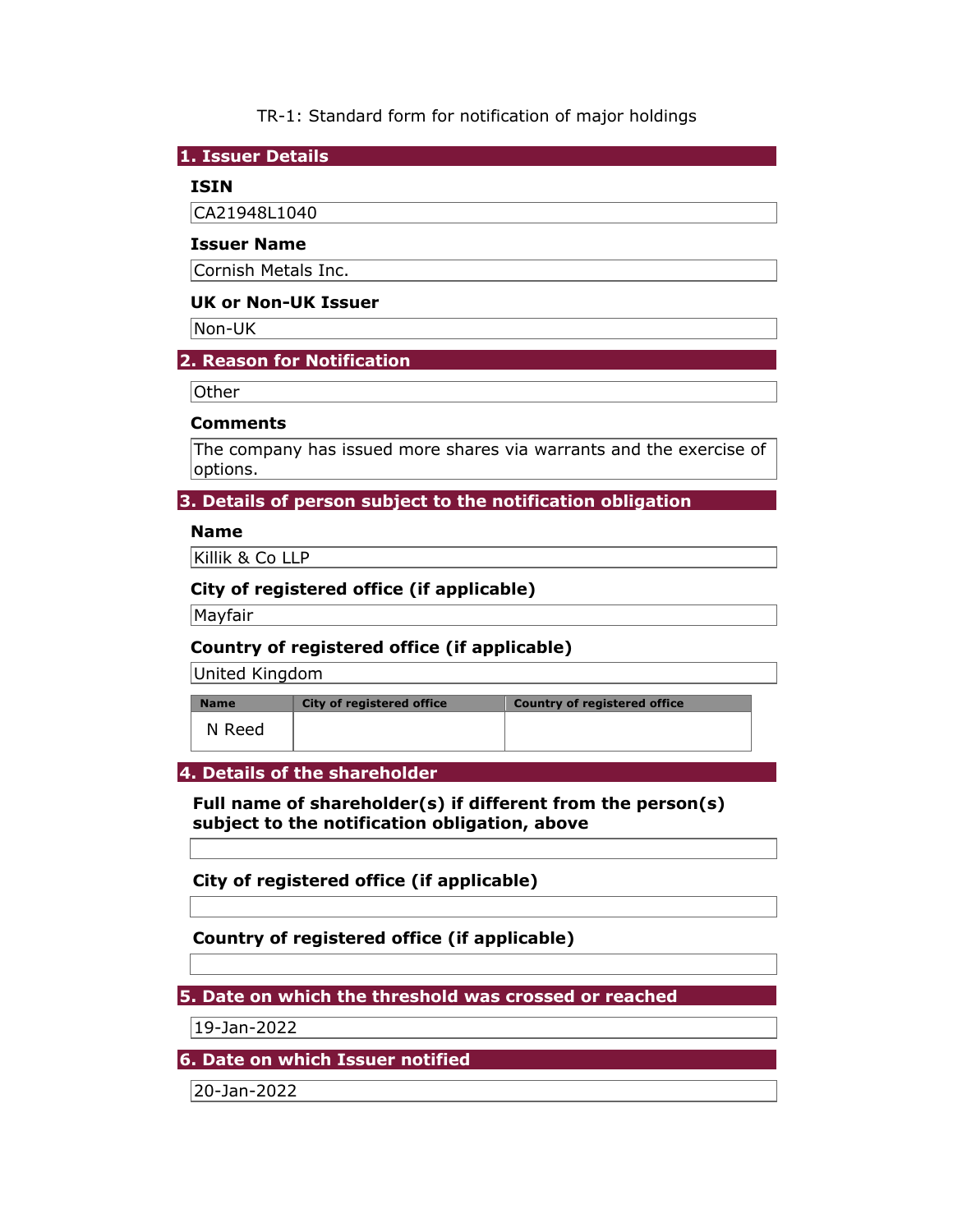TR-1: Standard form for notification of major holdings

## 1. Issuer Details

**ISIN**

CA21948L1040

**Issuer Name**

Cornish Metals Inc.

**UK or Non-UK Issuer**

Non-UK

## 2. Reason for Notification

Other

**Comments**

The company has issued more shares via warrants and the exercise of options.

## 3. Details of person subject to the notification obligation

**Name**

Killik & Co LLP

**City of registered office (if applicable)**

Mayfair

**Country of registered office (if applicable)**

United Kingdom

| Name | City of registered office | Country of registered office |
|---|---|---|
| N Reed | | |

## 4. Details of the shareholder

**Full name of shareholder(s) if different from the person(s) subject to the notification obligation, above**

**City of registered office (if applicable)**

**Country of registered office (if applicable)**

## 5. Date on which the threshold was crossed or reached

19-Jan-2022

## 6. Date on which Issuer notified

20-Jan-2022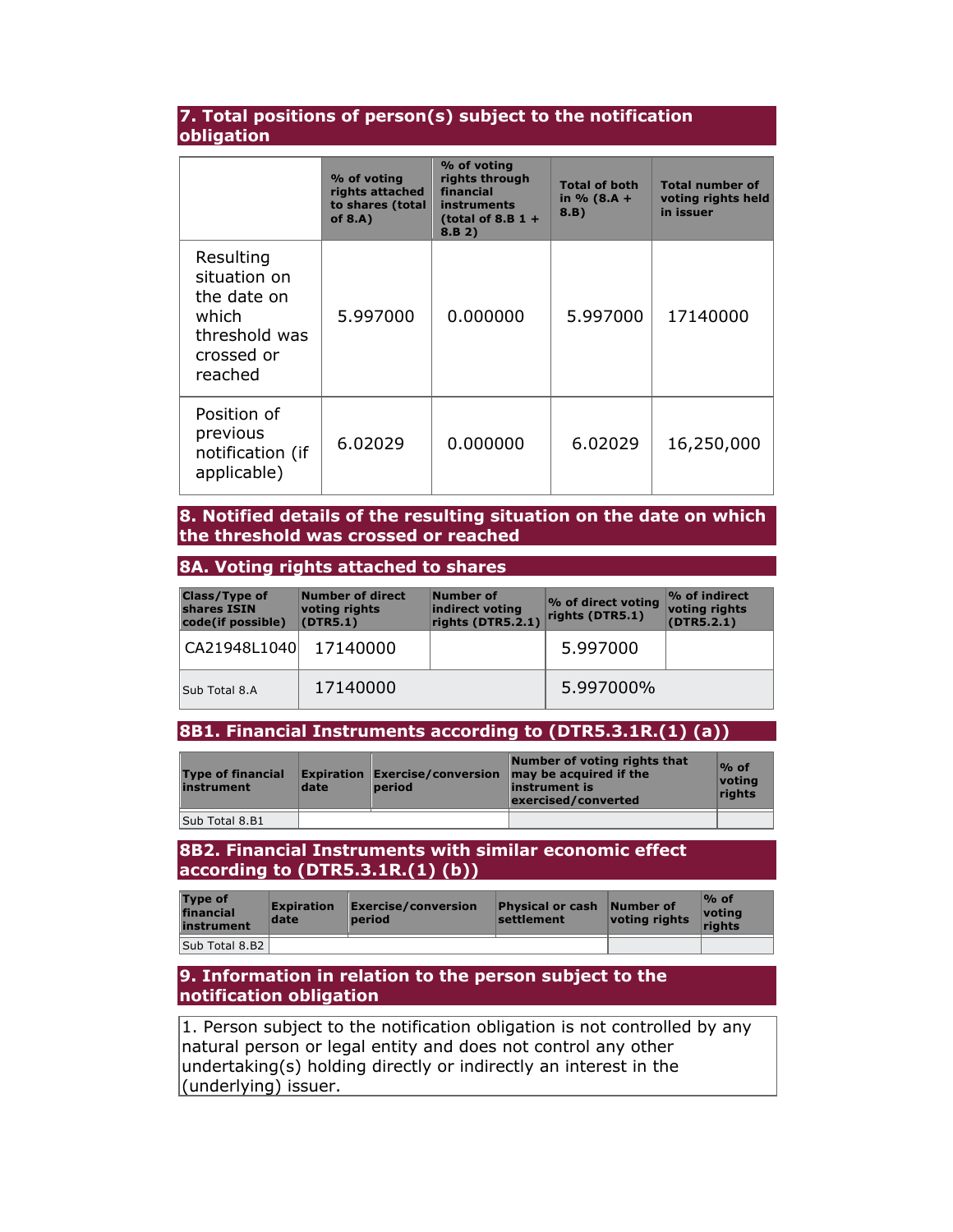## 7. Total positions of person(s) subject to the notification obligation

| | % of voting rights attached to shares (total of 8.A) | % of voting rights through financial instruments (total of 8.B 1 + 8.B 2) | Total of both in % (8.A + 8.B) | Total number of voting rights held in issuer |
|---|---|---|---|---|
| Resulting situation on the date on which threshold was crossed or reached | 5.997000 | 0.000000 | 5.997000 | 17140000 |
| Position of previous notification (if applicable) | 6.02029 | 0.000000 | 6.02029 | 16,250,000 |

## 8. Notified details of the resulting situation on the date on which the threshold was crossed or reached

### 8A. Voting rights attached to shares

| Class/Type of shares ISIN code(if possible) | Number of direct voting rights (DTR5.1) | Number of indirect voting rights (DTR5.2.1) | % of direct voting rights (DTR5.1) | % of indirect voting rights (DTR5.2.1) |
|---|---|---|---|---|
| CA21948L1040 | 17140000 | | 5.997000 | |
| Sub Total 8.A | 17140000 | | 5.997000% | |

### 8B1. Financial Instruments according to (DTR5.3.1R.(1) (a))

| Type of financial instrument | Expiration date | Exercise/conversion period | Number of voting rights that may be acquired if the instrument is exercised/converted | % of voting rights |
|---|---|---|---|---|
| Sub Total 8.B1 | | | | |

### 8B2. Financial Instruments with similar economic effect according to (DTR5.3.1R.(1) (b))

| Type of financial instrument | Expiration date | Exercise/conversion period | Physical or cash settlement | Number of voting rights | % of voting rights |
|---|---|---|---|---|---|
| Sub Total 8.B2 | | | | | |

## 9. Information in relation to the person subject to the notification obligation

1. Person subject to the notification obligation is not controlled by any natural person or legal entity and does not control any other undertaking(s) holding directly or indirectly an interest in the (underlying) issuer.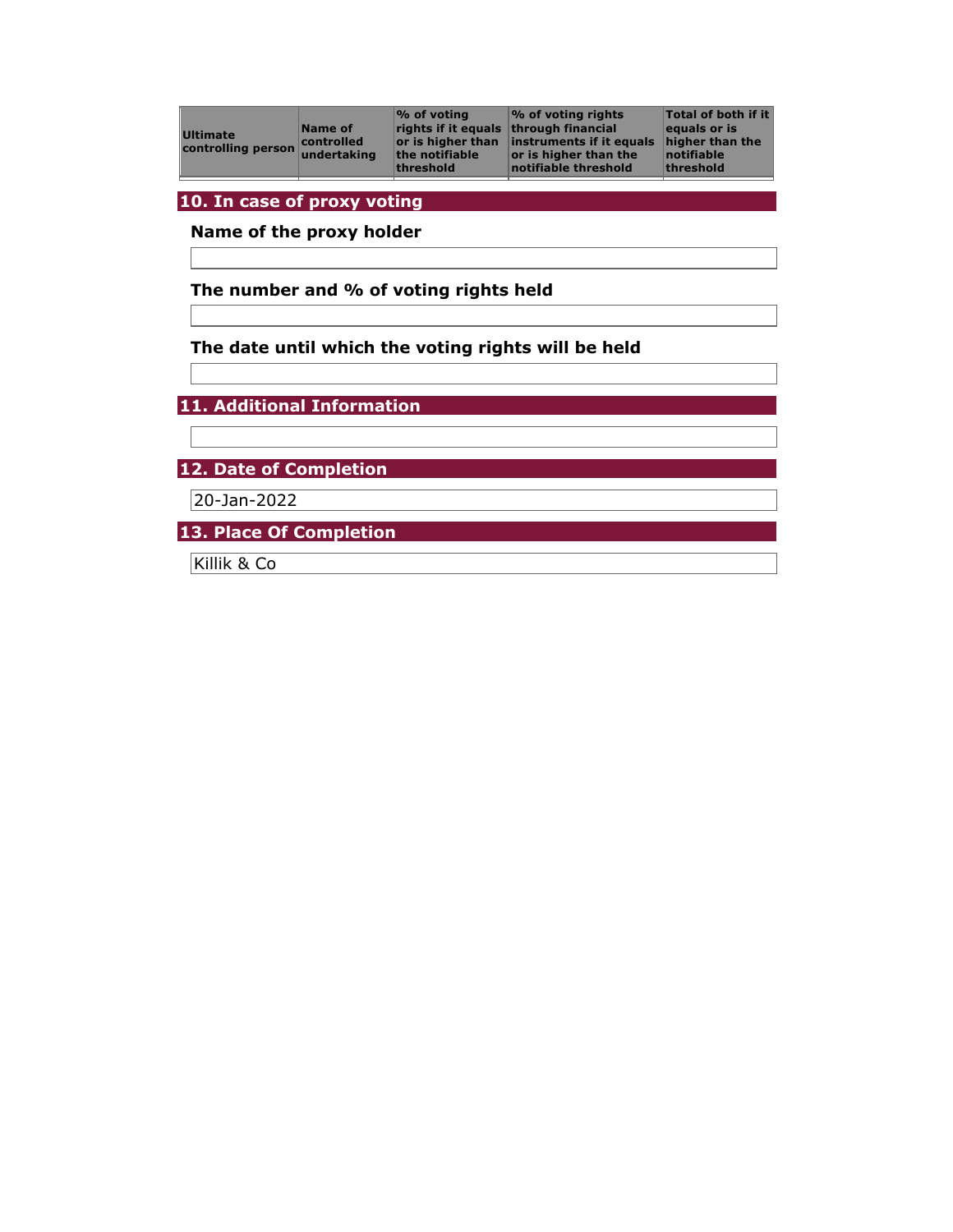| Ultimate controlling person | Name of controlled undertaking | % of voting rights if it equals or is higher than the notifiable threshold | % of voting rights through financial instruments if it equals or is higher than the notifiable threshold | Total of both if it equals or is higher than the notifiable threshold |
|---|---|---|---|---|
| | | | | |

## 10. In case of proxy voting

### Name of the proxy holder

### The number and % of voting rights held

### The date until which the voting rights will be held

## 11. Additional Information

## 12. Date of Completion

20-Jan-2022

## 13. Place Of Completion

Killik & Co